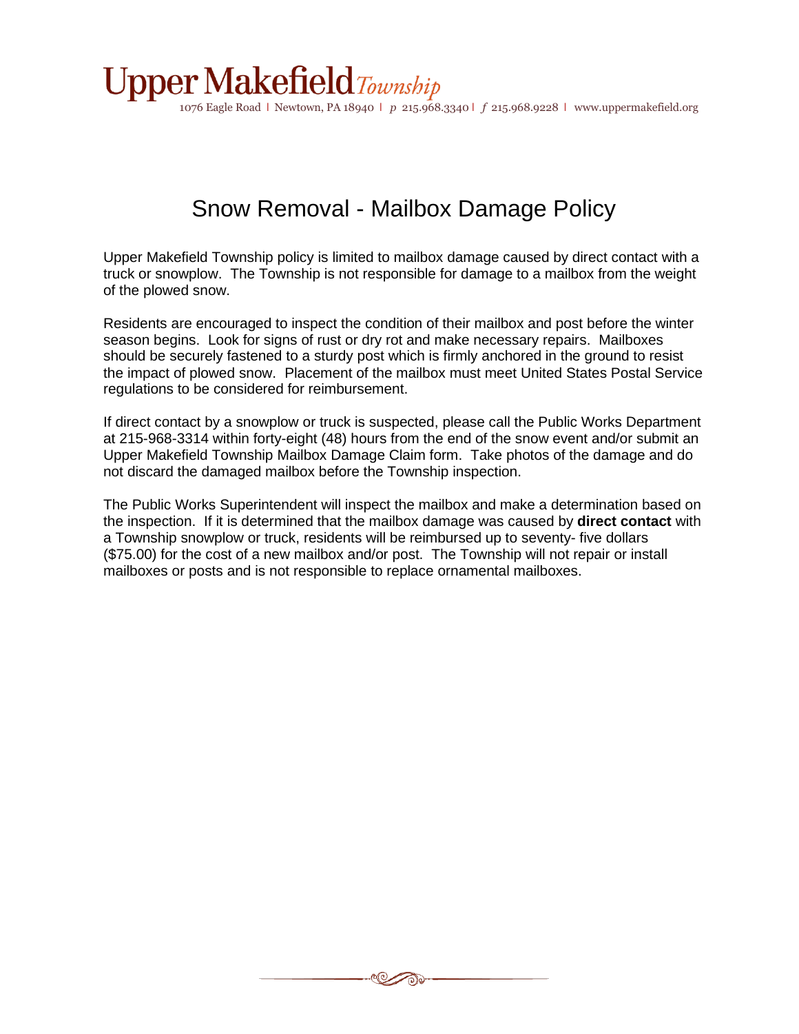# Upper Makefield *Township*

1076 Eagle Road | Newtown, PA 18940 | *p* 215.968.3340 | *f* 215.968.9228 | www.uppermakefield.org

## Snow Removal - Mailbox Damage Policy

Upper Makefield Township policy is limited to mailbox damage caused by direct contact with a truck or snowplow. The Township is not responsible for damage to a mailbox from the weight of the plowed snow.

Residents are encouraged to inspect the condition of their mailbox and post before the winter season begins. Look for signs of rust or dry rot and make necessary repairs. Mailboxes should be securely fastened to a sturdy post which is firmly anchored in the ground to resist the impact of plowed snow. Placement of the mailbox must meet United States Postal Service regulations to be considered for reimbursement.

If direct contact by a snowplow or truck is suspected, please call the Public Works Department at 215-968-3314 within forty-eight (48) hours from the end of the snow event and/or submit an Upper Makefield Township Mailbox Damage Claim form. Take photos of the damage and do not discard the damaged mailbox before the Township inspection.

The Public Works Superintendent will inspect the mailbox and make a determination based on the inspection. If it is determined that the mailbox damage was caused by **direct contact** with a Township snowplow or truck, residents will be reimbursed up to seventy- five dollars ($75.00) for the cost of a new mailbox and/or post. The Township will not repair or install mailboxes or posts and is not responsible to replace ornamental mailboxes.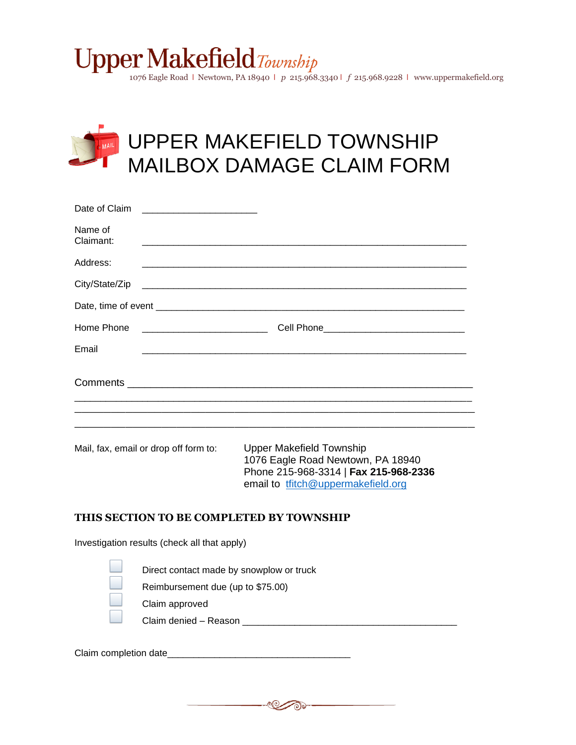# Upper Makefield Township

1076 Eagle Road | Newtown, PA 18940 | p 215.968.3340 | f 215.968.9228 | www.uppermakefield.org

# UPPER MAKEFIELD TOWNSHIP MAILBOX DAMAGE CLAIM FORM

Date of Claim ____________________

Name of Claimant: ________________________________________________________

Address: ________________________________________________________

City/State/Zip ________________________________________________________

Date, time of event ________________________________________________________

Home Phone ______________________ Cell Phone _________________________

Email ________________________________________________________

Comments ________________________________________________________

________________________________________________________________________

________________________________________________________________________

________________________________________________________________________

Mail, fax, email or drop off form to:

Upper Makefield Township
1076 Eagle Road Newtown, PA 18940
Phone 215-968-3314 | **Fax 215-968-2336**
email to tfitch@uppermakefield.org

**THIS SECTION TO BE COMPLETED BY TOWNSHIP**

Investigation results (check all that apply)

- ☐ Direct contact made by snowplow or truck
- ☐ Reimbursement due (up to $75.00)
- ☐ Claim approved
- ☐ Claim denied – Reason ______________________________________

Claim completion date_________________________________